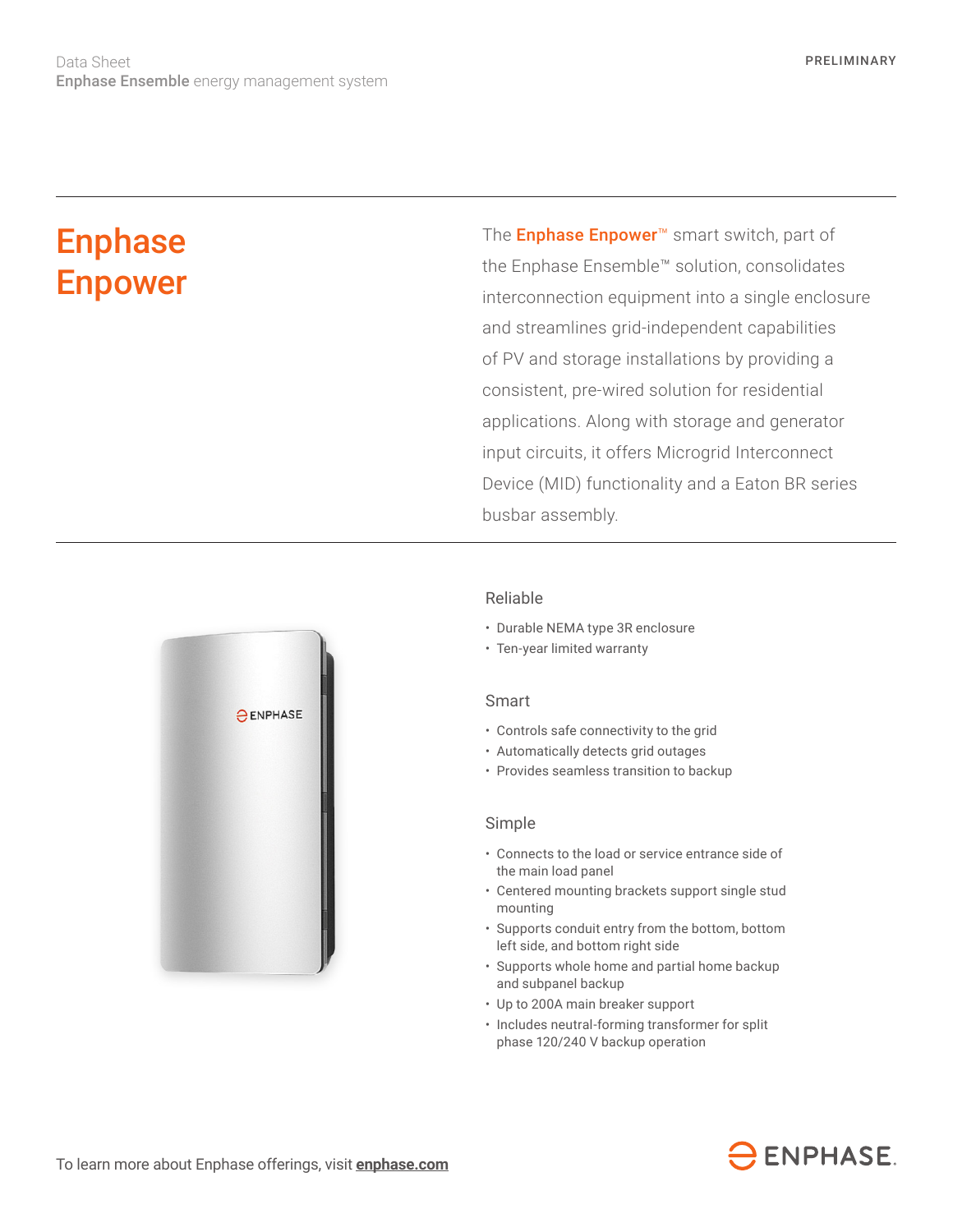Data Sheet
**Enphase Ensemble** energy management system

PRELIMINARY

# Enphase Enpower

The **Enphase Enpower**™ smart switch, part of the Enphase Ensemble™ solution, consolidates interconnection equipment into a single enclosure and streamlines grid-independent capabilities of PV and storage installations by providing a consistent, pre-wired solution for residential applications. Along with storage and generator input circuits, it offers Microgrid Interconnect Device (MID) functionality and a Eaton BR series busbar assembly.

## Reliable

- Durable NEMA type 3R enclosure
- Ten-year limited warranty

## Smart

- Controls safe connectivity to the grid
- Automatically detects grid outages
- Provides seamless transition to backup

## Simple

- Connects to the load or service entrance side of the main load panel
- Centered mounting brackets support single stud mounting
- Supports conduit entry from the bottom, bottom left side, and bottom right side
- Supports whole home and partial home backup and subpanel backup
- Up to 200A main breaker support
- Includes neutral-forming transformer for split phase 120/240 V backup operation

To learn more about Enphase offerings, visit **enphase.com**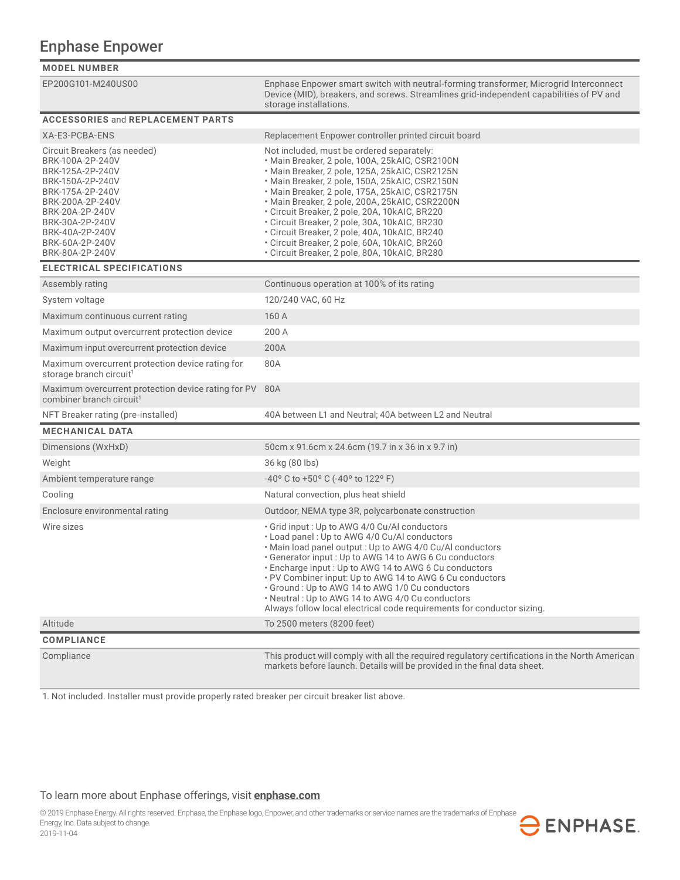# Enphase Enpower

| | |
|---|---|
| **MODEL NUMBER** | |
| EP200G101-M240US00 | Enphase Enpower smart switch with neutral-forming transformer, Microgrid Interconnect Device (MID), breakers, and screws. Streamlines grid-independent capabilities of PV and storage installations. |
| **ACCESSORIES and REPLACEMENT PARTS** | |
| XA-E3-PCBA-ENS | Replacement Enpower controller printed circuit board |
| Circuit Breakers (as needed)<br>BRK-100A-2P-240V<br>BRK-125A-2P-240V<br>BRK-150A-2P-240V<br>BRK-175A-2P-240V<br>BRK-200A-2P-240V<br>BRK-20A-2P-240V<br>BRK-30A-2P-240V<br>BRK-40A-2P-240V<br>BRK-60A-2P-240V<br>BRK-80A-2P-240V | Not included, must be ordered separately:<br>• Main Breaker, 2 pole, 100A, 25kAIC, CSR2100N<br>• Main Breaker, 2 pole, 125A, 25kAIC, CSR2125N<br>• Main Breaker, 2 pole, 150A, 25kAIC, CSR2150N<br>• Main Breaker, 2 pole, 175A, 25kAIC, CSR2175N<br>• Main Breaker, 2 pole, 200A, 25kAIC, CSR2200N<br>• Circuit Breaker, 2 pole, 20A, 10kAIC, BR220<br>• Circuit Breaker, 2 pole, 30A, 10kAIC, BR230<br>• Circuit Breaker, 2 pole, 40A, 10kAIC, BR240<br>• Circuit Breaker, 2 pole, 60A, 10kAIC, BR260<br>• Circuit Breaker, 2 pole, 80A, 10kAIC, BR280 |
| **ELECTRICAL SPECIFICATIONS** | |
| Assembly rating | Continuous operation at 100% of its rating |
| System voltage | 120/240 VAC, 60 Hz |
| Maximum continuous current rating | 160 A |
| Maximum output overcurrent protection device | 200 A |
| Maximum input overcurrent protection device | 200A |
| Maximum overcurrent protection device rating for storage branch circuit[1] | 80A |
| Maximum overcurrent protection device rating for PV combiner branch circuit[1] | 80A |
| NFT Breaker rating (pre-installed) | 40A between L1 and Neutral; 40A between L2 and Neutral |
| **MECHANICAL DATA** | |
| Dimensions (WxHxD) | 50cm x 91.6cm x 24.6cm (19.7 in x 36 in x 9.7 in) |
| Weight | 36 kg (80 lbs) |
| Ambient temperature range | -40º C to +50º C (-40º to 122º F) |
| Cooling | Natural convection, plus heat shield |
| Enclosure environmental rating | Outdoor, NEMA type 3R, polycarbonate construction |
| Wire sizes | • Grid input : Up to AWG 4/0 Cu/Al conductors<br>• Load panel : Up to AWG 4/0 Cu/Al conductors<br>• Main load panel output : Up to AWG 4/0 Cu/Al conductors<br>• Generator input : Up to AWG 14 to AWG 6 Cu conductors<br>• Encharge input : Up to AWG 14 to AWG 6 Cu conductors<br>• PV Combiner input: Up to AWG 14 to AWG 6 Cu conductors<br>• Ground : Up to AWG 14 to AWG 1/0 Cu conductors<br>• Neutral : Up to AWG 14 to AWG 4/0 Cu conductors<br>Always follow local electrical code requirements for conductor sizing. |
| Altitude | To 2500 meters (8200 feet) |
| **COMPLIANCE** | |
| Compliance | This product will comply with all the required regulatory certifications in the North American markets before launch. Details will be provided in the final data sheet. |

1. Not included. Installer must provide properly rated breaker per circuit breaker list above.

To learn more about Enphase offerings, visit **enphase.com**

© 2019 Enphase Energy. All rights reserved. Enphase, the Enphase logo, Enpower, and other trademarks or service names are the trademarks of Enphase Energy, Inc. Data subject to change.
2019-11-04